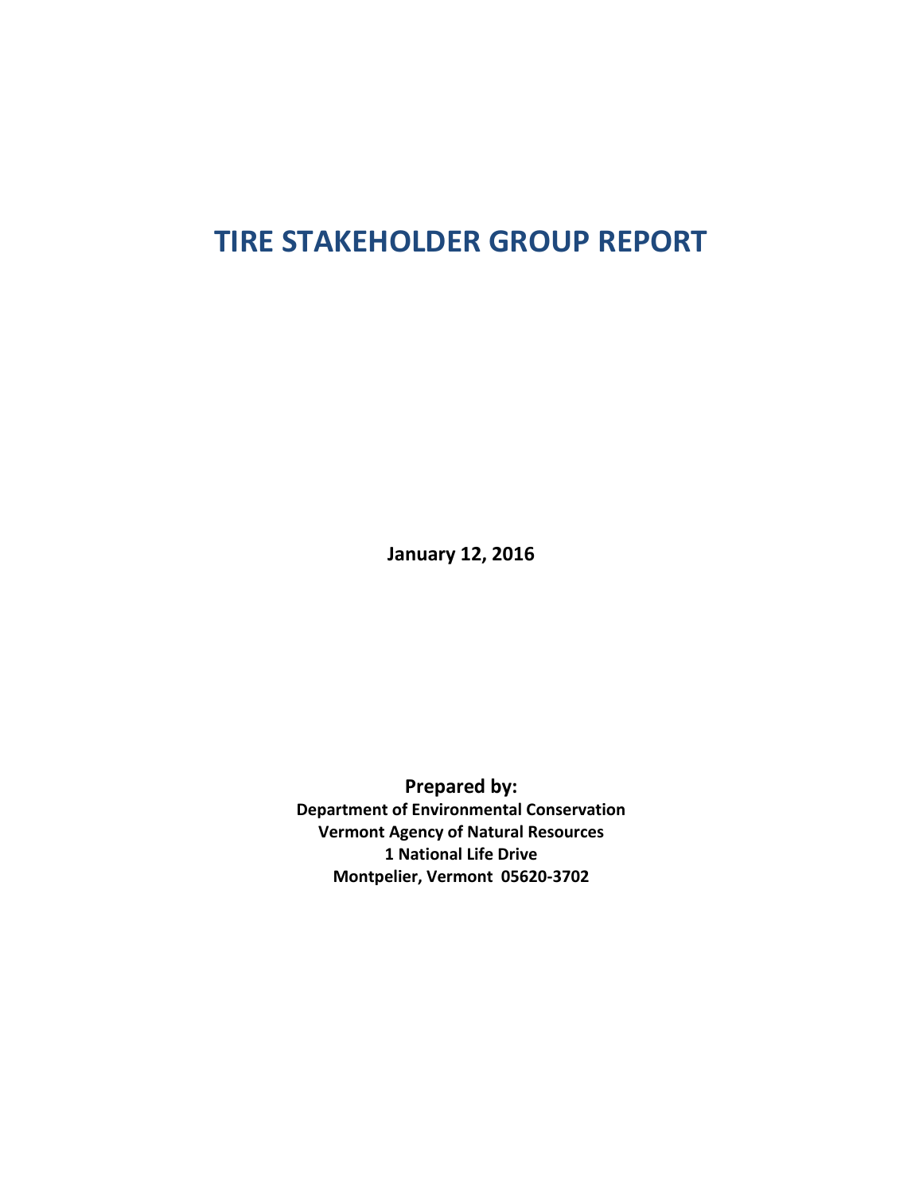# TIRE STAKEHOLDER GROUP REPORT

**January 12, 2016**

**Prepared by:**

**Department of Environmental Conservation**
**Vermont Agency of Natural Resources**
**1 National Life Drive**
**Montpelier, Vermont 05620-3702**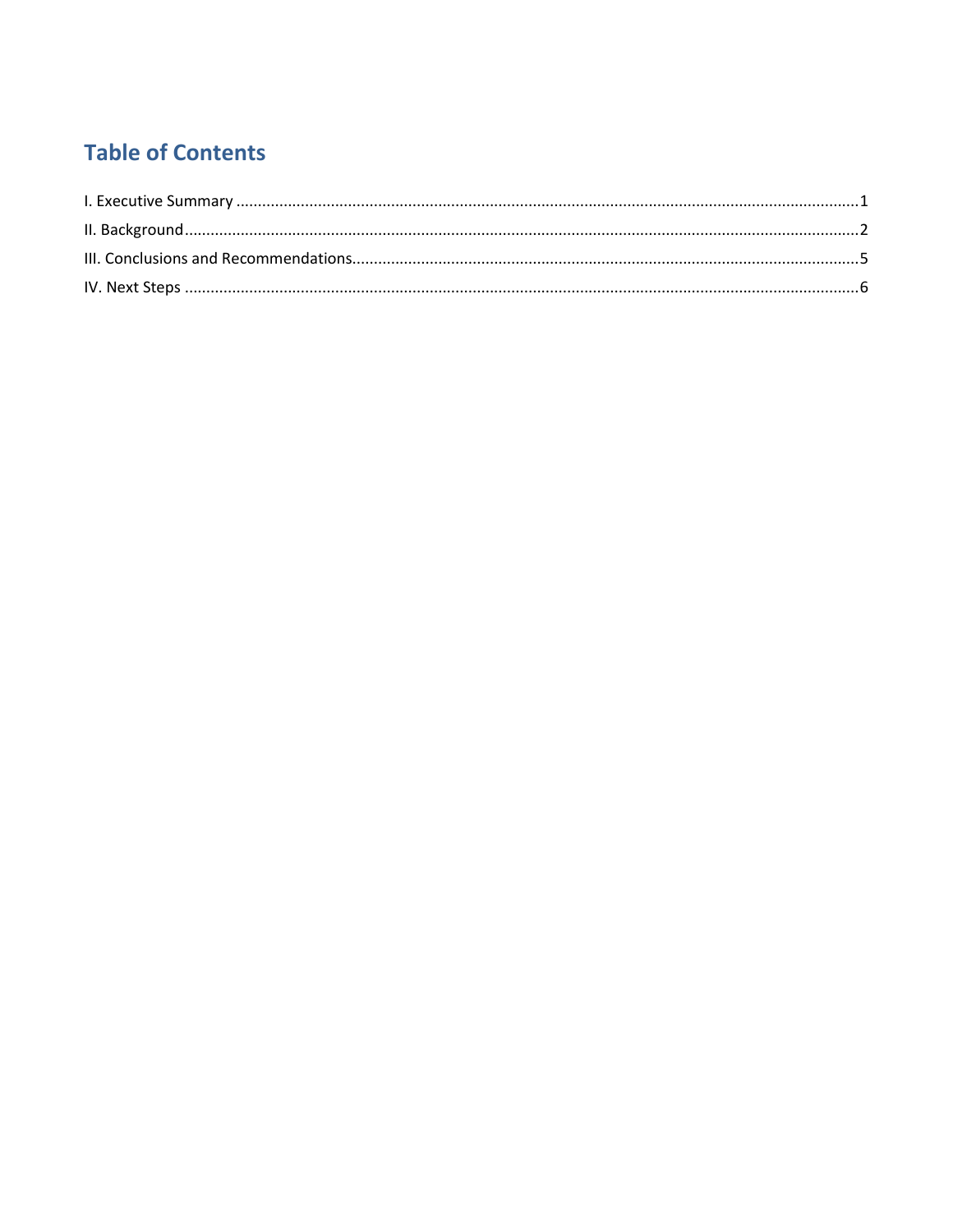# Table of Contents

I. Executive Summary .......... 1

II. Background .......... 2

III. Conclusions and Recommendations .......... 5

IV. Next Steps .......... 6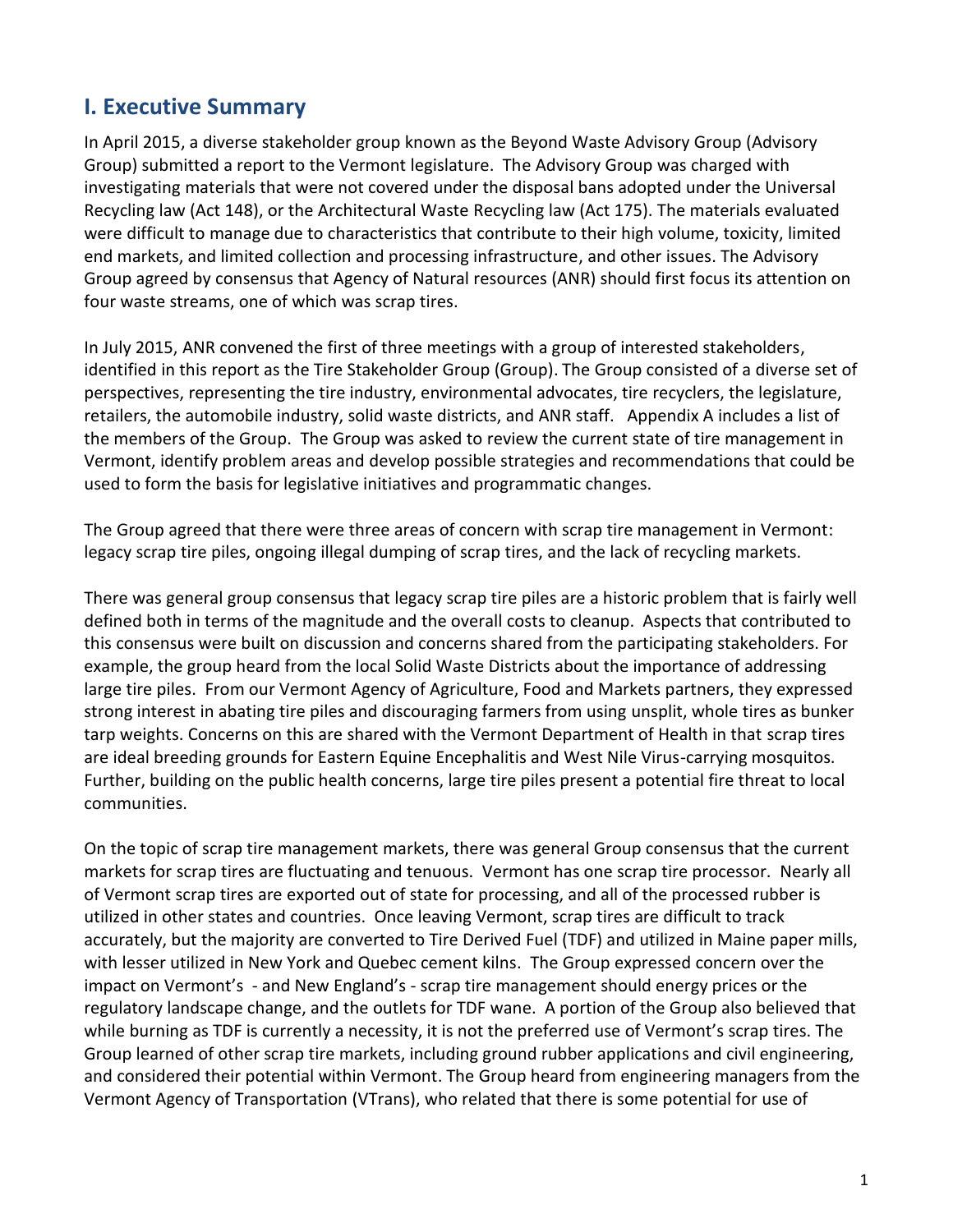## I. Executive Summary

In April 2015, a diverse stakeholder group known as the Beyond Waste Advisory Group (Advisory Group) submitted a report to the Vermont legislature. The Advisory Group was charged with investigating materials that were not covered under the disposal bans adopted under the Universal Recycling law (Act 148), or the Architectural Waste Recycling law (Act 175). The materials evaluated were difficult to manage due to characteristics that contribute to their high volume, toxicity, limited end markets, and limited collection and processing infrastructure, and other issues. The Advisory Group agreed by consensus that Agency of Natural resources (ANR) should first focus its attention on four waste streams, one of which was scrap tires.

In July 2015, ANR convened the first of three meetings with a group of interested stakeholders, identified in this report as the Tire Stakeholder Group (Group). The Group consisted of a diverse set of perspectives, representing the tire industry, environmental advocates, tire recyclers, the legislature, retailers, the automobile industry, solid waste districts, and ANR staff. Appendix A includes a list of the members of the Group. The Group was asked to review the current state of tire management in Vermont, identify problem areas and develop possible strategies and recommendations that could be used to form the basis for legislative initiatives and programmatic changes.

The Group agreed that there were three areas of concern with scrap tire management in Vermont: legacy scrap tire piles, ongoing illegal dumping of scrap tires, and the lack of recycling markets.

There was general group consensus that legacy scrap tire piles are a historic problem that is fairly well defined both in terms of the magnitude and the overall costs to cleanup. Aspects that contributed to this consensus were built on discussion and concerns shared from the participating stakeholders. For example, the group heard from the local Solid Waste Districts about the importance of addressing large tire piles. From our Vermont Agency of Agriculture, Food and Markets partners, they expressed strong interest in abating tire piles and discouraging farmers from using unsplit, whole tires as bunker tarp weights. Concerns on this are shared with the Vermont Department of Health in that scrap tires are ideal breeding grounds for Eastern Equine Encephalitis and West Nile Virus-carrying mosquitos. Further, building on the public health concerns, large tire piles present a potential fire threat to local communities.

On the topic of scrap tire management markets, there was general Group consensus that the current markets for scrap tires are fluctuating and tenuous. Vermont has one scrap tire processor. Nearly all of Vermont scrap tires are exported out of state for processing, and all of the processed rubber is utilized in other states and countries. Once leaving Vermont, scrap tires are difficult to track accurately, but the majority are converted to Tire Derived Fuel (TDF) and utilized in Maine paper mills, with lesser utilized in New York and Quebec cement kilns. The Group expressed concern over the impact on Vermont's - and New England's - scrap tire management should energy prices or the regulatory landscape change, and the outlets for TDF wane. A portion of the Group also believed that while burning as TDF is currently a necessity, it is not the preferred use of Vermont's scrap tires. The Group learned of other scrap tire markets, including ground rubber applications and civil engineering, and considered their potential within Vermont. The Group heard from engineering managers from the Vermont Agency of Transportation (VTrans), who related that there is some potential for use of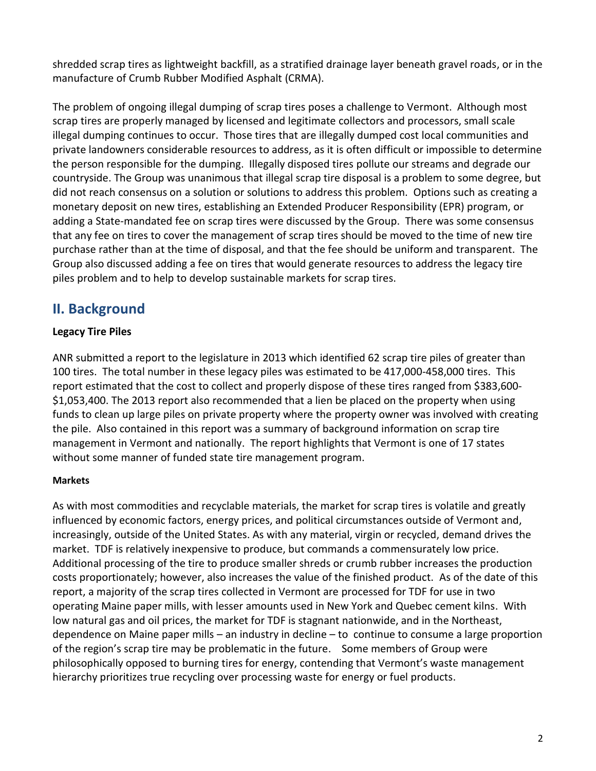shredded scrap tires as lightweight backfill, as a stratified drainage layer beneath gravel roads, or in the manufacture of Crumb Rubber Modified Asphalt (CRMA).

The problem of ongoing illegal dumping of scrap tires poses a challenge to Vermont. Although most scrap tires are properly managed by licensed and legitimate collectors and processors, small scale illegal dumping continues to occur. Those tires that are illegally dumped cost local communities and private landowners considerable resources to address, as it is often difficult or impossible to determine the person responsible for the dumping. Illegally disposed tires pollute our streams and degrade our countryside. The Group was unanimous that illegal scrap tire disposal is a problem to some degree, but did not reach consensus on a solution or solutions to address this problem. Options such as creating a monetary deposit on new tires, establishing an Extended Producer Responsibility (EPR) program, or adding a State-mandated fee on scrap tires were discussed by the Group. There was some consensus that any fee on tires to cover the management of scrap tires should be moved to the time of new tire purchase rather than at the time of disposal, and that the fee should be uniform and transparent. The Group also discussed adding a fee on tires that would generate resources to address the legacy tire piles problem and to help to develop sustainable markets for scrap tires.

## II. Background

**Legacy Tire Piles**

ANR submitted a report to the legislature in 2013 which identified 62 scrap tire piles of greater than 100 tires. The total number in these legacy piles was estimated to be 417,000-458,000 tires. This report estimated that the cost to collect and properly dispose of these tires ranged from $383,600-$1,053,400. The 2013 report also recommended that a lien be placed on the property when using funds to clean up large piles on private property where the property owner was involved with creating the pile. Also contained in this report was a summary of background information on scrap tire management in Vermont and nationally. The report highlights that Vermont is one of 17 states without some manner of funded state tire management program.

**Markets**

As with most commodities and recyclable materials, the market for scrap tires is volatile and greatly influenced by economic factors, energy prices, and political circumstances outside of Vermont and, increasingly, outside of the United States. As with any material, virgin or recycled, demand drives the market. TDF is relatively inexpensive to produce, but commands a commensurately low price. Additional processing of the tire to produce smaller shreds or crumb rubber increases the production costs proportionately; however, also increases the value of the finished product. As of the date of this report, a majority of the scrap tires collected in Vermont are processed for TDF for use in two operating Maine paper mills, with lesser amounts used in New York and Quebec cement kilns. With low natural gas and oil prices, the market for TDF is stagnant nationwide, and in the Northeast, dependence on Maine paper mills – an industry in decline – to continue to consume a large proportion of the region's scrap tire may be problematic in the future. Some members of Group were philosophically opposed to burning tires for energy, contending that Vermont's waste management hierarchy prioritizes true recycling over processing waste for energy or fuel products.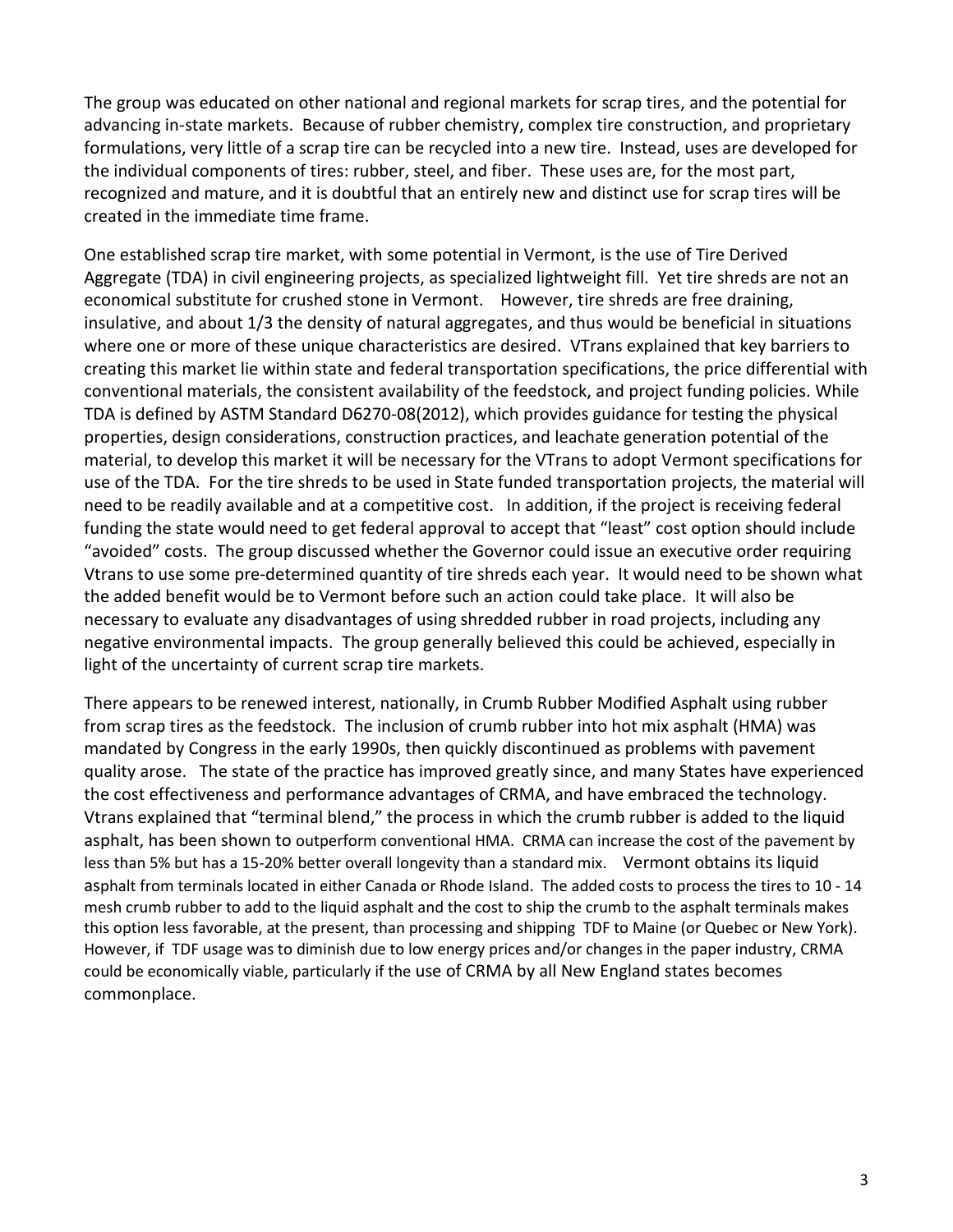The group was educated on other national and regional markets for scrap tires, and the potential for advancing in-state markets. Because of rubber chemistry, complex tire construction, and proprietary formulations, very little of a scrap tire can be recycled into a new tire. Instead, uses are developed for the individual components of tires: rubber, steel, and fiber. These uses are, for the most part, recognized and mature, and it is doubtful that an entirely new and distinct use for scrap tires will be created in the immediate time frame.

One established scrap tire market, with some potential in Vermont, is the use of Tire Derived Aggregate (TDA) in civil engineering projects, as specialized lightweight fill. Yet tire shreds are not an economical substitute for crushed stone in Vermont. However, tire shreds are free draining, insulative, and about 1/3 the density of natural aggregates, and thus would be beneficial in situations where one or more of these unique characteristics are desired. VTrans explained that key barriers to creating this market lie within state and federal transportation specifications, the price differential with conventional materials, the consistent availability of the feedstock, and project funding policies. While TDA is defined by ASTM Standard D6270-08(2012), which provides guidance for testing the physical properties, design considerations, construction practices, and leachate generation potential of the material, to develop this market it will be necessary for the VTrans to adopt Vermont specifications for use of the TDA. For the tire shreds to be used in State funded transportation projects, the material will need to be readily available and at a competitive cost. In addition, if the project is receiving federal funding the state would need to get federal approval to accept that "least" cost option should include "avoided" costs. The group discussed whether the Governor could issue an executive order requiring Vtrans to use some pre-determined quantity of tire shreds each year. It would need to be shown what the added benefit would be to Vermont before such an action could take place. It will also be necessary to evaluate any disadvantages of using shredded rubber in road projects, including any negative environmental impacts. The group generally believed this could be achieved, especially in light of the uncertainty of current scrap tire markets.

There appears to be renewed interest, nationally, in Crumb Rubber Modified Asphalt using rubber from scrap tires as the feedstock. The inclusion of crumb rubber into hot mix asphalt (HMA) was mandated by Congress in the early 1990s, then quickly discontinued as problems with pavement quality arose. The state of the practice has improved greatly since, and many States have experienced the cost effectiveness and performance advantages of CRMA, and have embraced the technology. Vtrans explained that "terminal blend," the process in which the crumb rubber is added to the liquid asphalt, has been shown to outperform conventional HMA. CRMA can increase the cost of the pavement by less than 5% but has a 15-20% better overall longevity than a standard mix. Vermont obtains its liquid asphalt from terminals located in either Canada or Rhode Island. The added costs to process the tires to 10 - 14 mesh crumb rubber to add to the liquid asphalt and the cost to ship the crumb to the asphalt terminals makes this option less favorable, at the present, than processing and shipping TDF to Maine (or Quebec or New York). However, if TDF usage was to diminish due to low energy prices and/or changes in the paper industry, CRMA could be economically viable, particularly if the use of CRMA by all New England states becomes commonplace.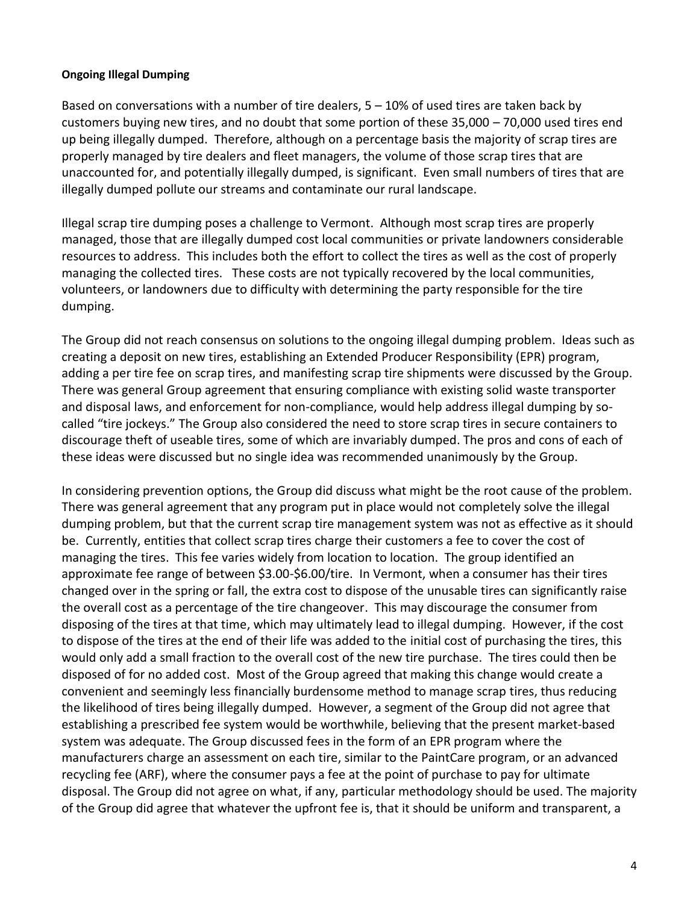**Ongoing Illegal Dumping**

Based on conversations with a number of tire dealers, 5 – 10% of used tires are taken back by customers buying new tires, and no doubt that some portion of these 35,000 – 70,000 used tires end up being illegally dumped. Therefore, although on a percentage basis the majority of scrap tires are properly managed by tire dealers and fleet managers, the volume of those scrap tires that are unaccounted for, and potentially illegally dumped, is significant. Even small numbers of tires that are illegally dumped pollute our streams and contaminate our rural landscape.

Illegal scrap tire dumping poses a challenge to Vermont. Although most scrap tires are properly managed, those that are illegally dumped cost local communities or private landowners considerable resources to address. This includes both the effort to collect the tires as well as the cost of properly managing the collected tires. These costs are not typically recovered by the local communities, volunteers, or landowners due to difficulty with determining the party responsible for the tire dumping.

The Group did not reach consensus on solutions to the ongoing illegal dumping problem. Ideas such as creating a deposit on new tires, establishing an Extended Producer Responsibility (EPR) program, adding a per tire fee on scrap tires, and manifesting scrap tire shipments were discussed by the Group. There was general Group agreement that ensuring compliance with existing solid waste transporter and disposal laws, and enforcement for non-compliance, would help address illegal dumping by so-called "tire jockeys." The Group also considered the need to store scrap tires in secure containers to discourage theft of useable tires, some of which are invariably dumped. The pros and cons of each of these ideas were discussed but no single idea was recommended unanimously by the Group.

In considering prevention options, the Group did discuss what might be the root cause of the problem. There was general agreement that any program put in place would not completely solve the illegal dumping problem, but that the current scrap tire management system was not as effective as it should be. Currently, entities that collect scrap tires charge their customers a fee to cover the cost of managing the tires. This fee varies widely from location to location. The group identified an approximate fee range of between $3.00-$6.00/tire. In Vermont, when a consumer has their tires changed over in the spring or fall, the extra cost to dispose of the unusable tires can significantly raise the overall cost as a percentage of the tire changeover. This may discourage the consumer from disposing of the tires at that time, which may ultimately lead to illegal dumping. However, if the cost to dispose of the tires at the end of their life was added to the initial cost of purchasing the tires, this would only add a small fraction to the overall cost of the new tire purchase. The tires could then be disposed of for no added cost. Most of the Group agreed that making this change would create a convenient and seemingly less financially burdensome method to manage scrap tires, thus reducing the likelihood of tires being illegally dumped. However, a segment of the Group did not agree that establishing a prescribed fee system would be worthwhile, believing that the present market-based system was adequate. The Group discussed fees in the form of an EPR program where the manufacturers charge an assessment on each tire, similar to the PaintCare program, or an advanced recycling fee (ARF), where the consumer pays a fee at the point of purchase to pay for ultimate disposal. The Group did not agree on what, if any, particular methodology should be used. The majority of the Group did agree that whatever the upfront fee is, that it should be uniform and transparent, a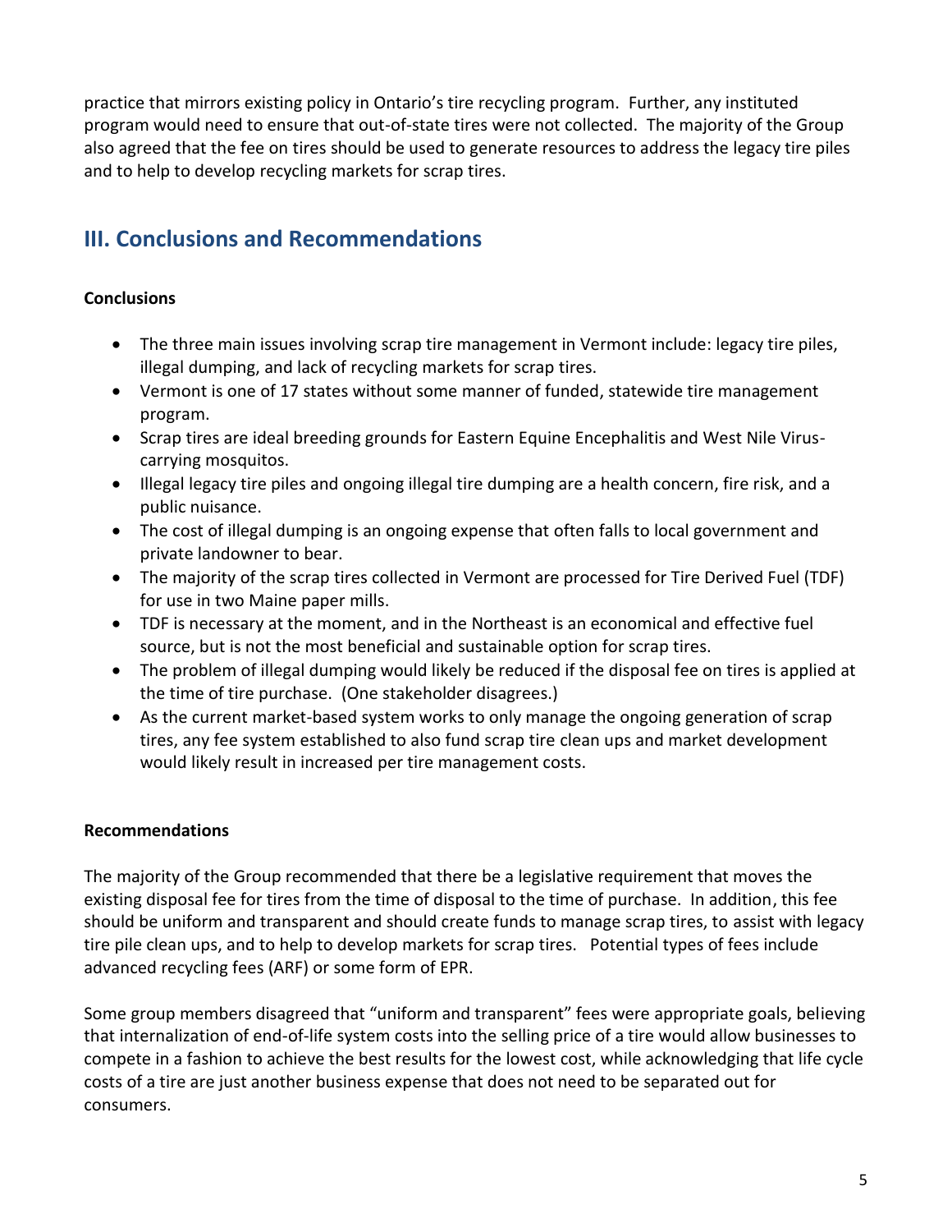practice that mirrors existing policy in Ontario's tire recycling program. Further, any instituted program would need to ensure that out-of-state tires were not collected. The majority of the Group also agreed that the fee on tires should be used to generate resources to address the legacy tire piles and to help to develop recycling markets for scrap tires.

## III. Conclusions and Recommendations

**Conclusions**

- The three main issues involving scrap tire management in Vermont include: legacy tire piles, illegal dumping, and lack of recycling markets for scrap tires.
- Vermont is one of 17 states without some manner of funded, statewide tire management program.
- Scrap tires are ideal breeding grounds for Eastern Equine Encephalitis and West Nile Virus-carrying mosquitos.
- Illegal legacy tire piles and ongoing illegal tire dumping are a health concern, fire risk, and a public nuisance.
- The cost of illegal dumping is an ongoing expense that often falls to local government and private landowner to bear.
- The majority of the scrap tires collected in Vermont are processed for Tire Derived Fuel (TDF) for use in two Maine paper mills.
- TDF is necessary at the moment, and in the Northeast is an economical and effective fuel source, but is not the most beneficial and sustainable option for scrap tires.
- The problem of illegal dumping would likely be reduced if the disposal fee on tires is applied at the time of tire purchase. (One stakeholder disagrees.)
- As the current market-based system works to only manage the ongoing generation of scrap tires, any fee system established to also fund scrap tire clean ups and market development would likely result in increased per tire management costs.

**Recommendations**

The majority of the Group recommended that there be a legislative requirement that moves the existing disposal fee for tires from the time of disposal to the time of purchase. In addition, this fee should be uniform and transparent and should create funds to manage scrap tires, to assist with legacy tire pile clean ups, and to help to develop markets for scrap tires. Potential types of fees include advanced recycling fees (ARF) or some form of EPR.

Some group members disagreed that "uniform and transparent" fees were appropriate goals, believing that internalization of end-of-life system costs into the selling price of a tire would allow businesses to compete in a fashion to achieve the best results for the lowest cost, while acknowledging that life cycle costs of a tire are just another business expense that does not need to be separated out for consumers.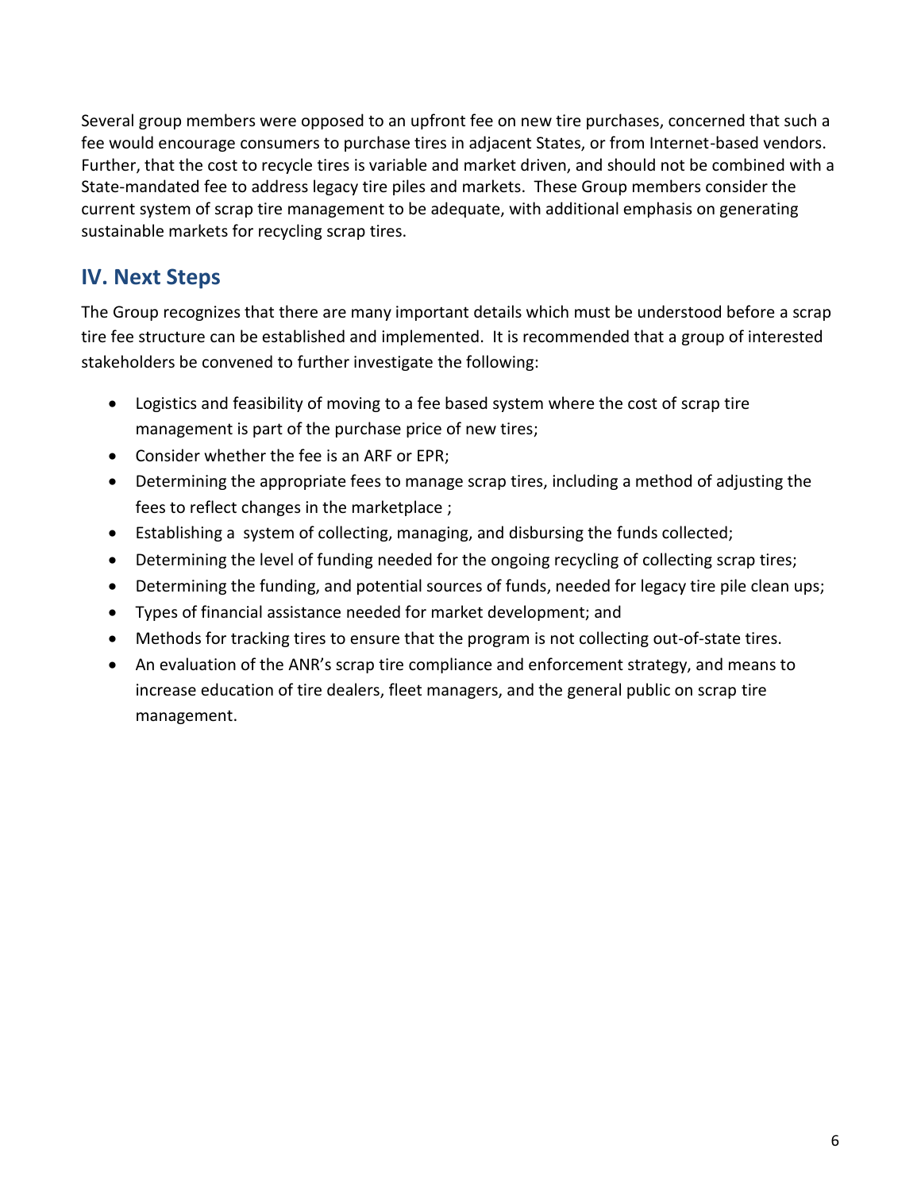Several group members were opposed to an upfront fee on new tire purchases, concerned that such a fee would encourage consumers to purchase tires in adjacent States, or from Internet-based vendors. Further, that the cost to recycle tires is variable and market driven, and should not be combined with a State-mandated fee to address legacy tire piles and markets. These Group members consider the current system of scrap tire management to be adequate, with additional emphasis on generating sustainable markets for recycling scrap tires.

## IV. Next Steps

The Group recognizes that there are many important details which must be understood before a scrap tire fee structure can be established and implemented. It is recommended that a group of interested stakeholders be convened to further investigate the following:

- Logistics and feasibility of moving to a fee based system where the cost of scrap tire management is part of the purchase price of new tires;
- Consider whether the fee is an ARF or EPR;
- Determining the appropriate fees to manage scrap tires, including a method of adjusting the fees to reflect changes in the marketplace ;
- Establishing a system of collecting, managing, and disbursing the funds collected;
- Determining the level of funding needed for the ongoing recycling of collecting scrap tires;
- Determining the funding, and potential sources of funds, needed for legacy tire pile clean ups;
- Types of financial assistance needed for market development; and
- Methods for tracking tires to ensure that the program is not collecting out-of-state tires.
- An evaluation of the ANR's scrap tire compliance and enforcement strategy, and means to increase education of tire dealers, fleet managers, and the general public on scrap tire management.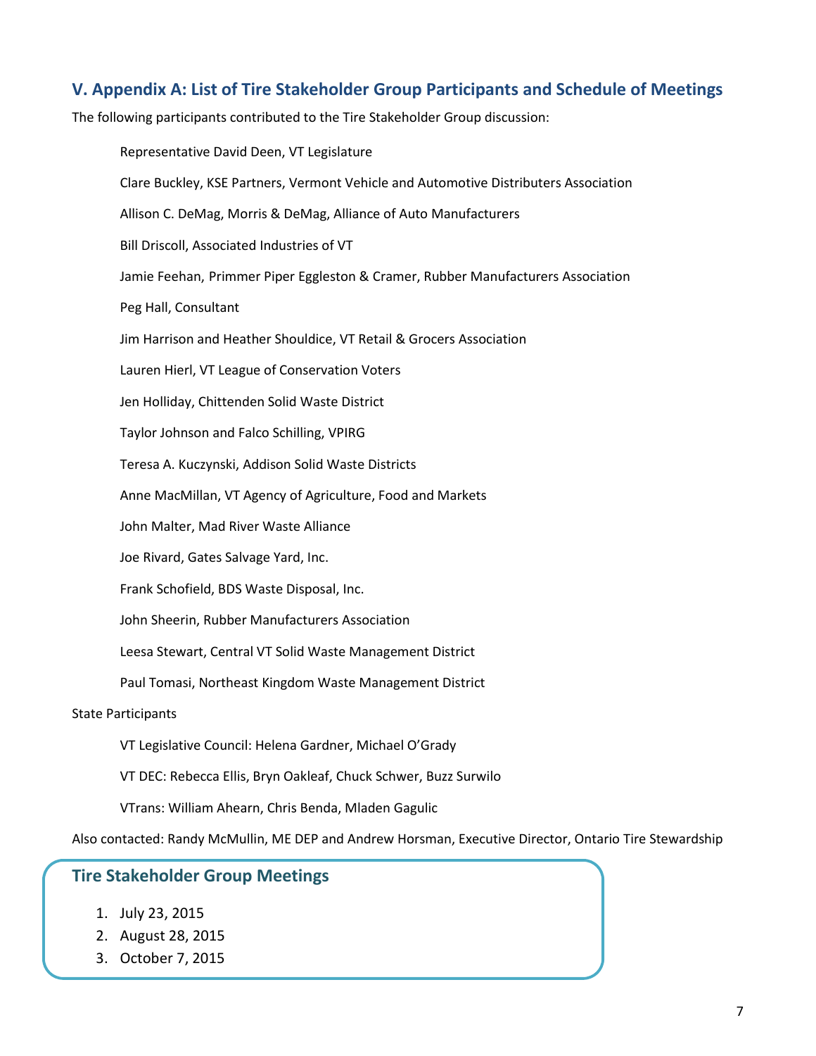## V. Appendix A: List of Tire Stakeholder Group Participants and Schedule of Meetings

The following participants contributed to the Tire Stakeholder Group discussion:

Representative David Deen, VT Legislature

Clare Buckley, KSE Partners, Vermont Vehicle and Automotive Distributers Association

Allison C. DeMag, Morris & DeMag, Alliance of Auto Manufacturers

Bill Driscoll, Associated Industries of VT

Jamie Feehan, Primmer Piper Eggleston & Cramer, Rubber Manufacturers Association

Peg Hall, Consultant

Jim Harrison and Heather Shouldice, VT Retail & Grocers Association

Lauren Hierl, VT League of Conservation Voters

Jen Holliday, Chittenden Solid Waste District

Taylor Johnson and Falco Schilling, VPIRG

Teresa A. Kuczynski, Addison Solid Waste Districts

Anne MacMillan, VT Agency of Agriculture, Food and Markets

John Malter, Mad River Waste Alliance

Joe Rivard, Gates Salvage Yard, Inc.

Frank Schofield, BDS Waste Disposal, Inc.

John Sheerin, Rubber Manufacturers Association

Leesa Stewart, Central VT Solid Waste Management District

Paul Tomasi, Northeast Kingdom Waste Management District

State Participants

VT Legislative Council: Helena Gardner, Michael O'Grady

VT DEC: Rebecca Ellis, Bryn Oakleaf, Chuck Schwer, Buzz Surwilo

VTrans: William Ahearn, Chris Benda, Mladen Gagulic

Also contacted: Randy McMullin, ME DEP and Andrew Horsman, Executive Director, Ontario Tire Stewardship

### Tire Stakeholder Group Meetings

1. July 23, 2015
2. August 28, 2015
3. October 7, 2015